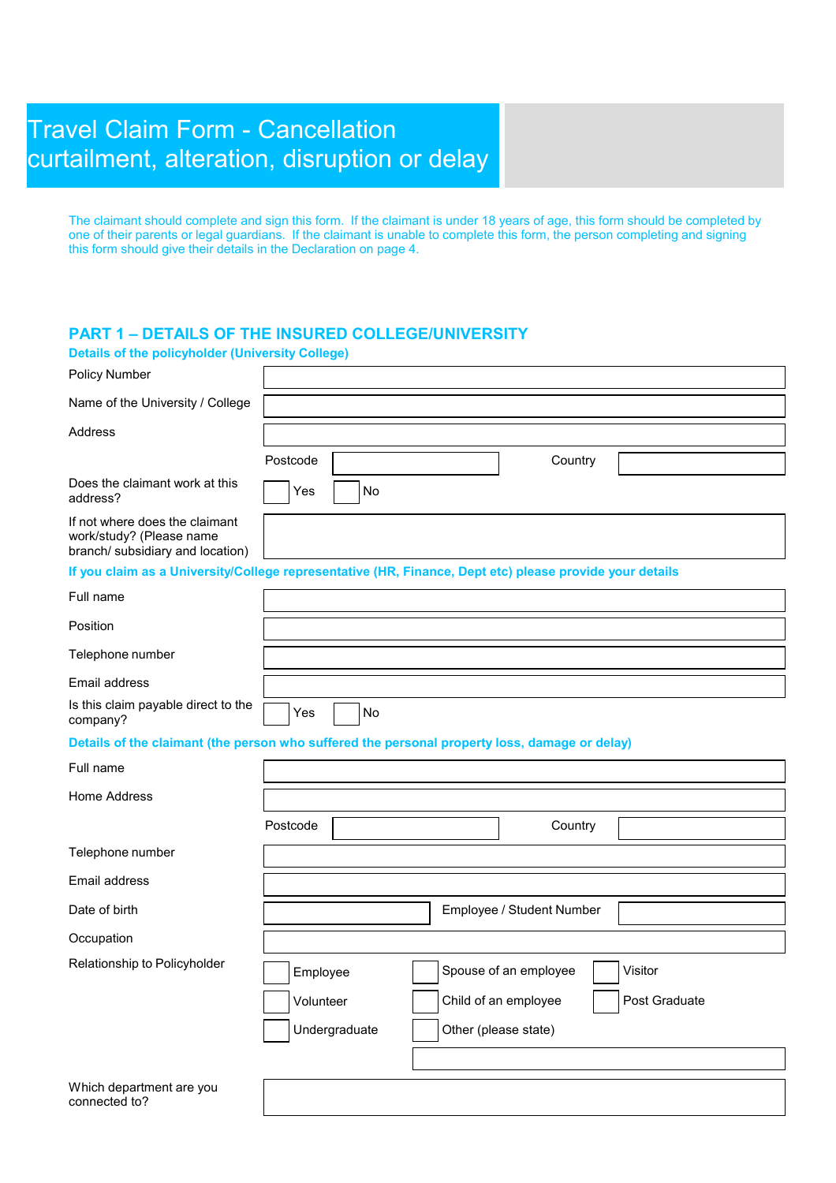# Travel Claim Form - Cancellation curtailment, alteration, disruption or delay

The claimant should complete and sign this form. If the claimant is under 18 years of age, this form should be completed by one of their parents or legal guardians. If the claimant is unable to complete this form, the person completing and signing this form should give their details in the Declaration on page 4.

## PART 1 – DETAILS OF THE INSURED COLLEGE/UNIVERSITY

### Details of the policyholder (University College)

| | | | |
|---|---|---|---|
| Policy Number | | | |
| Name of the University / College | | | |
| Address | | | |
| | Postcode | Country | |
| Does the claimant work at this address? | ☐ Yes | ☐ No | |
| If not where does the claimant work/study? (Please name branch/ subsidiary and location) | | | |

### If you claim as a University/College representative (HR, Finance, Dept etc) please provide your details

| | | |
|---|---|---|
| Full name | | |
| Position | | |
| Telephone number | | |
| Email address | | |
| Is this claim payable direct to the company? | ☐ Yes | ☐ No |

### Details of the claimant (the person who suffered the personal property loss, damage or delay)

| | | | |
|---|---|---|---|
| Full name | | | |
| Home Address | | | |
| | Postcode | Country | |
| Telephone number | | | |
| Email address | | | |
| Date of birth | | Employee / Student Number | |
| Occupation | | | |
| Relationship to Policyholder | ☐ Employee | ☐ Spouse of an employee | ☐ Visitor |
| | ☐ Volunteer | ☐ Child of an employee | ☐ Post Graduate |
| | ☐ Undergraduate | ☐ Other (please state) | |
| Which department are you connected to? | | | |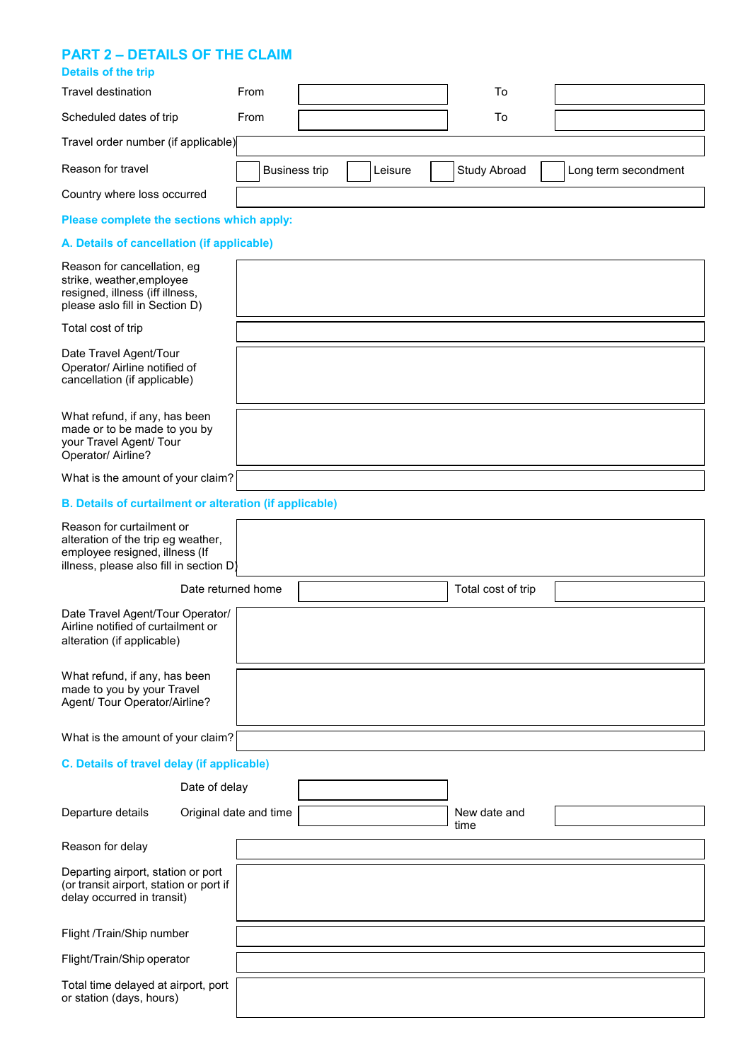## PART 2 – DETAILS OF THE CLAIM

### Details of the trip

| | | | | |
|---|---|---|---|---|
| Travel destination | From | | To | |
| Scheduled dates of trip | From | | To | |
| Travel order number (if applicable) | | | | |
| Reason for travel | ☐ Business trip | ☐ Leisure | ☐ Study Abroad | ☐ Long term secondment |
| Country where loss occurred | | | | |

**Please complete the sections which apply:**

### A. Details of cancellation (if applicable)

| | |
|---|---|
| Reason for cancellation, eg strike, weather,employee resigned, illness (iff illness, please aslo fill in Section D) | |
| Total cost of trip | |
| Date Travel Agent/Tour Operator/ Airline notified of cancellation (if applicable) | |
| What refund, if any, has been made or to be made to you by your Travel Agent/ Tour Operator/ Airline? | |
| What is the amount of your claim? | |

### B. Details of curtailment or alteration (if applicable)

| | | | |
|---|---|---|---|
| Reason for curtailment or alteration of the trip eg weather, employee resigned, illness (If illness, please also fill in section D) | | | |
| Date returned home | | Total cost of trip | |
| Date Travel Agent/Tour Operator/ Airline notified of curtailment or alteration (if applicable) | | | |
| What refund, if any, has been made to you by your Travel Agent/ Tour Operator/Airline? | | | |
| What is the amount of your claim? | | | |

### C. Details of travel delay (if applicable)

| | | | | |
|---|---|---|---|---|
| | Date of delay | | | |
| Departure details | Original date and time | | New date and time | |
| Reason for delay | | | | |
| Departing airport, station or port (or transit airport, station or port if delay occurred in transit) | | | | |
| Flight /Train/Ship number | | | | |
| Flight/Train/Ship operator | | | | |
| Total time delayed at airport, port or station (days, hours) | | | | |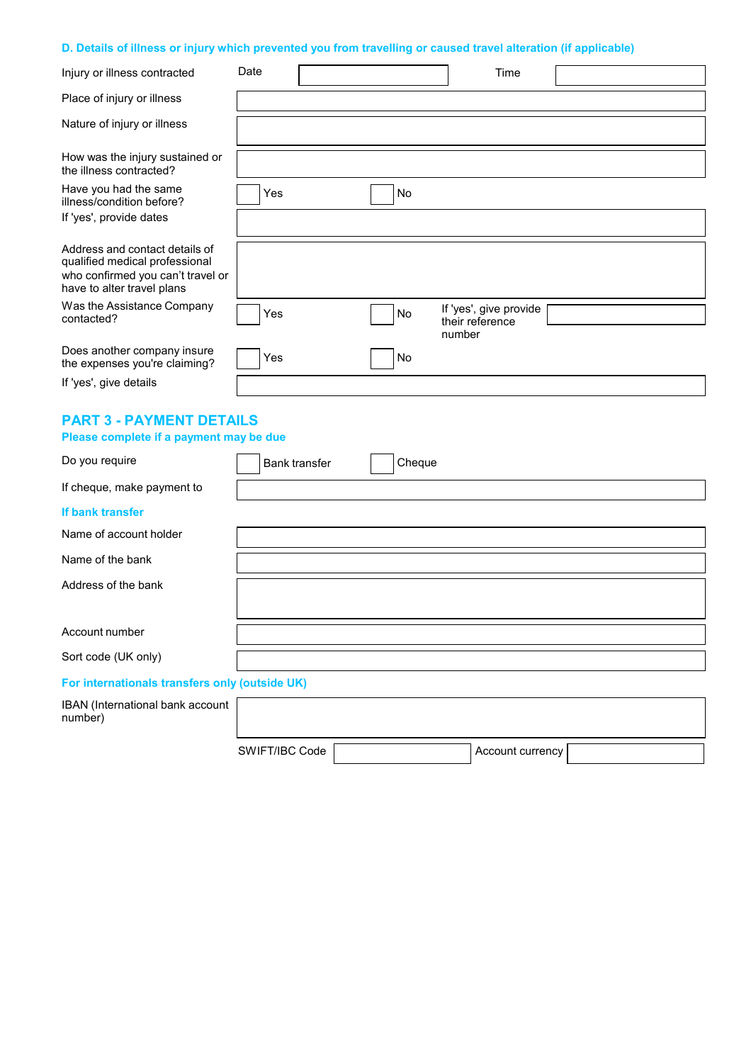### D. Details of illness or injury which prevented you from travelling or caused travel alteration (if applicable)

| | | | | |
|---|---|---|---|---|
| Injury or illness contracted | Date | | Time | |
| Place of injury or illness | | | | |
| Nature of injury or illness | | | | |
| How was the injury sustained or the illness contracted? | | | | |
| Have you had the same illness/condition before? | ☐ Yes | ☐ No | | |
| If 'yes', provide dates | | | | |
| Address and contact details of qualified medical professional who confirmed you can't travel or have to alter travel plans | | | | |
| Was the Assistance Company contacted? | ☐ Yes | ☐ No | If 'yes', give provide their reference number | |
| Does another company insure the expenses you're claiming? | ☐ Yes | ☐ No | | |
| If 'yes', give details | | | | |

## PART 3 - PAYMENT DETAILS

**Please complete if a payment may be due**

| | | |
|---|---|---|
| Do you require | ☐ Bank transfer | ☐ Cheque |
| If cheque, make payment to | | |

**If bank transfer**

| | |
|---|---|
| Name of account holder | |
| Name of the bank | |
| Address of the bank | |
| Account number | |
| Sort code (UK only) | |

**For internationals transfers only (outside UK)**

| | | | |
|---|---|---|---|
| IBAN (International bank account number) | | | |
| SWIFT/IBC Code | | Account currency | |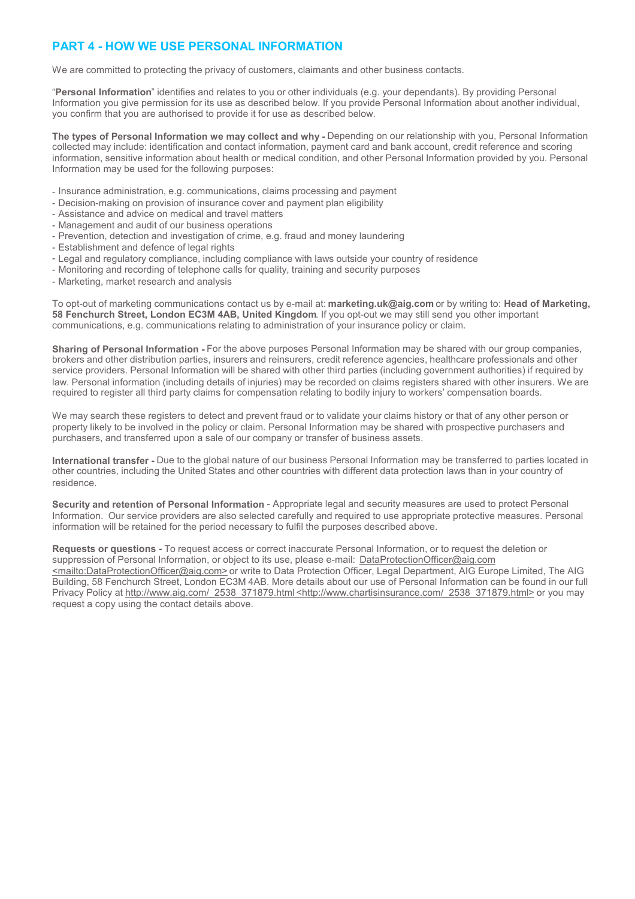## PART 4 - HOW WE USE PERSONAL INFORMATION

We are committed to protecting the privacy of customers, claimants and other business contacts.

"**Personal Information**" identifies and relates to you or other individuals (e.g. your dependants). By providing Personal Information you give permission for its use as described below. If you provide Personal Information about another individual, you confirm that you are authorised to provide it for use as described below.

**The types of Personal Information we may collect and why -** Depending on our relationship with you, Personal Information collected may include: identification and contact information, payment card and bank account, credit reference and scoring information, sensitive information about health or medical condition, and other Personal Information provided by you. Personal Information may be used for the following purposes:

- Insurance administration, e.g. communications, claims processing and payment
- Decision-making on provision of insurance cover and payment plan eligibility
- Assistance and advice on medical and travel matters
- Management and audit of our business operations
- Prevention, detection and investigation of crime, e.g. fraud and money laundering
- Establishment and defence of legal rights
- Legal and regulatory compliance, including compliance with laws outside your country of residence
- Monitoring and recording of telephone calls for quality, training and security purposes
- Marketing, market research and analysis

To opt-out of marketing communications contact us by e-mail at: **marketing.uk@aig.com** or by writing to: **Head of Marketing, 58 Fenchurch Street, London EC3M 4AB, United Kingdom**. If you opt-out we may still send you other important communications, e.g. communications relating to administration of your insurance policy or claim.

**Sharing of Personal Information -** For the above purposes Personal Information may be shared with our group companies, brokers and other distribution parties, insurers and reinsurers, credit reference agencies, healthcare professionals and other service providers. Personal Information will be shared with other third parties (including government authorities) if required by law. Personal information (including details of injuries) may be recorded on claims registers shared with other insurers. We are required to register all third party claims for compensation relating to bodily injury to workers' compensation boards.

We may search these registers to detect and prevent fraud or to validate your claims history or that of any other person or property likely to be involved in the policy or claim. Personal Information may be shared with prospective purchasers and purchasers, and transferred upon a sale of our company or transfer of business assets.

**International transfer -** Due to the global nature of our business Personal Information may be transferred to parties located in other countries, including the United States and other countries with different data protection laws than in your country of residence.

**Security and retention of Personal Information** - Appropriate legal and security measures are used to protect Personal Information. Our service providers are also selected carefully and required to use appropriate protective measures. Personal information will be retained for the period necessary to fulfil the purposes described above.

**Requests or questions -** To request access or correct inaccurate Personal Information, or to request the deletion or suppression of Personal Information, or object to its use, please e-mail: DataProtectionOfficer@aig.com <mailto:DataProtectionOfficer@aig.com> or write to Data Protection Officer, Legal Department, AIG Europe Limited, The AIG Building, 58 Fenchurch Street, London EC3M 4AB. More details about our use of Personal Information can be found in our full Privacy Policy at http://www.aig.com/_2538_371879.html <http://www.chartisinsurance.com/_2538_371879.html> or you may request a copy using the contact details above.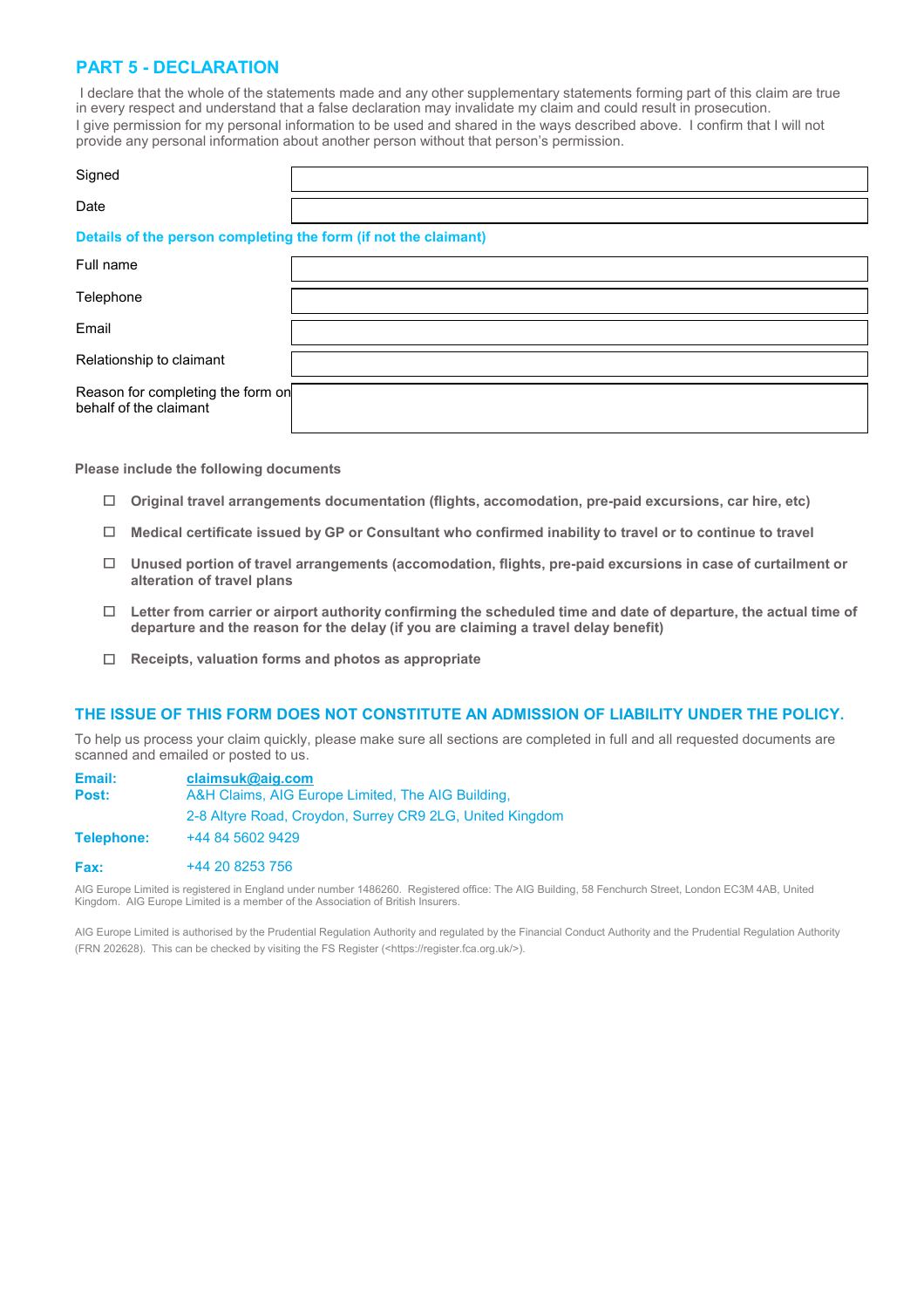## PART 5 - DECLARATION

I declare that the whole of the statements made and any other supplementary statements forming part of this claim are true in every respect and understand that a false declaration may invalidate my claim and could result in prosecution.
I give permission for my personal information to be used and shared in the ways described above. I confirm that I will not provide any personal information about another person without that person's permission.

| | |
|---|---|
| Signed | |
| Date | |

### Details of the person completing the form (if not the claimant)

| | |
|---|---|
| Full name | |
| Telephone | |
| Email | |
| Relationship to claimant | |
| Reason for completing the form on behalf of the claimant | |

**Please include the following documents**

- ☐ **Original travel arrangements documentation (flights, accomodation, pre-paid excursions, car hire, etc)**
- ☐ **Medical certificate issued by GP or Consultant who confirmed inability to travel or to continue to travel**
- ☐ **Unused portion of travel arrangements (accomodation, flights, pre-paid excursions in case of curtailment or alteration of travel plans**
- ☐ **Letter from carrier or airport authority confirming the scheduled time and date of departure, the actual time of departure and the reason for the delay (if you are claiming a travel delay benefit)**
- ☐ **Receipts, valuation forms and photos as appropriate**

### THE ISSUE OF THIS FORM DOES NOT CONSTITUTE AN ADMISSION OF LIABILITY UNDER THE POLICY.

To help us process your claim quickly, please make sure all sections are completed in full and all requested documents are scanned and emailed or posted to us.

**Email:** claimsuk@aig.com
**Post:** A&H Claims, AIG Europe Limited, The AIG Building,
2-8 Altyre Road, Croydon, Surrey CR9 2LG, United Kingdom
**Telephone:** +44 84 5602 9429
**Fax:** +44 20 8253 756

AIG Europe Limited is registered in England under number 1486260. Registered office: The AIG Building, 58 Fenchurch Street, London EC3M 4AB, United Kingdom. AIG Europe Limited is a member of the Association of British Insurers.

AIG Europe Limited is authorised by the Prudential Regulation Authority and regulated by the Financial Conduct Authority and the Prudential Regulation Authority (FRN 202628). This can be checked by visiting the FS Register (<https://register.fca.org.uk/>).